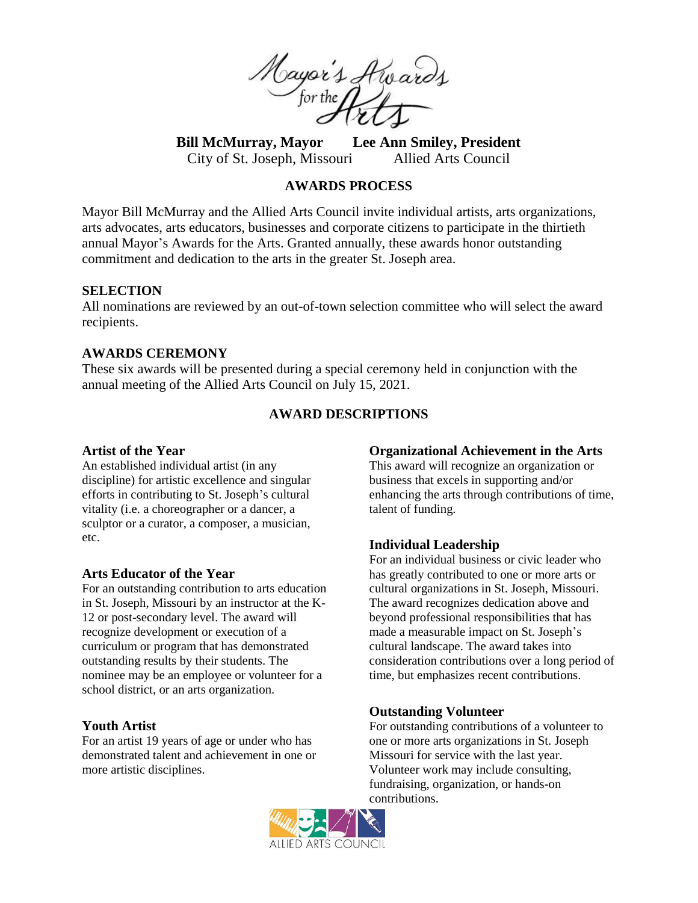# Mayor's Awards for the Arts

**Bill McMurray, Mayor**
City of St. Joseph, Missouri

**Lee Ann Smiley, President**
Allied Arts Council

## AWARDS PROCESS

Mayor Bill McMurray and the Allied Arts Council invite individual artists, arts organizations, arts advocates, arts educators, businesses and corporate citizens to participate in the thirtieth annual Mayor's Awards for the Arts. Granted annually, these awards honor outstanding commitment and dedication to the arts in the greater St. Joseph area.

### SELECTION

All nominations are reviewed by an out-of-town selection committee who will select the award recipients.

### AWARDS CEREMONY

These six awards will be presented during a special ceremony held in conjunction with the annual meeting of the Allied Arts Council on July 15, 2021.

## AWARD DESCRIPTIONS

### Artist of the Year

An established individual artist (in any discipline) for artistic excellence and singular efforts in contributing to St. Joseph's cultural vitality (i.e. a choreographer or a dancer, a sculptor or a curator, a composer, a musician, etc.

### Arts Educator of the Year

For an outstanding contribution to arts education in St. Joseph, Missouri by an instructor at the K-12 or post-secondary level. The award will recognize development or execution of a curriculum or program that has demonstrated outstanding results by their students. The nominee may be an employee or volunteer for a school district, or an arts organization.

### Youth Artist

For an artist 19 years of age or under who has demonstrated talent and achievement in one or more artistic disciplines.

### Organizational Achievement in the Arts

This award will recognize an organization or business that excels in supporting and/or enhancing the arts through contributions of time, talent of funding.

### Individual Leadership

For an individual business or civic leader who has greatly contributed to one or more arts or cultural organizations in St. Joseph, Missouri. The award recognizes dedication above and beyond professional responsibilities that has made a measurable impact on St. Joseph's cultural landscape. The award takes into consideration contributions over a long period of time, but emphasizes recent contributions.

### Outstanding Volunteer

For outstanding contributions of a volunteer to one or more arts organizations in St. Joseph Missouri for service with the last year. Volunteer work may include consulting, fundraising, organization, or hands-on contributions.

ALLIED ARTS COUNCIL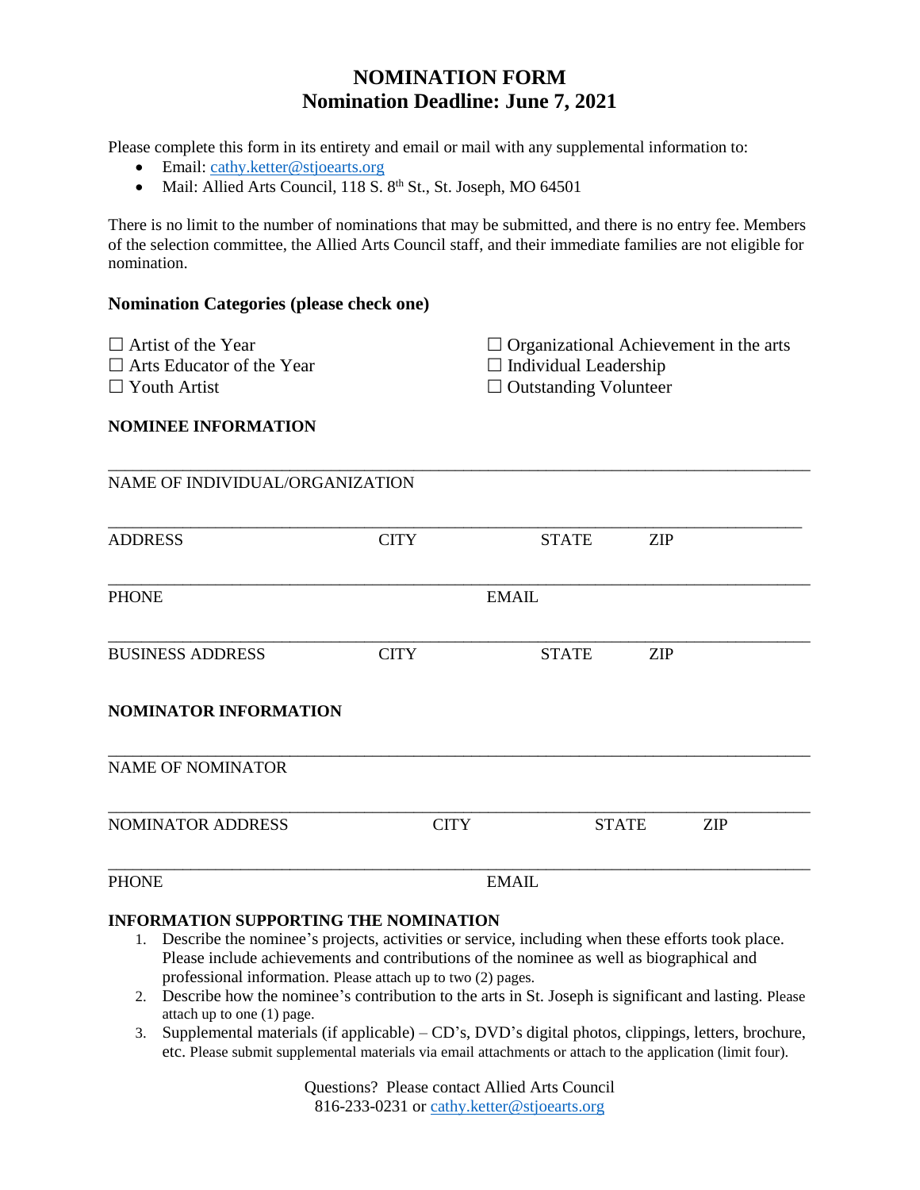# NOMINATION FORM
# Nomination Deadline: June 7, 2021

Please complete this form in its entirety and email or mail with any supplemental information to:

- Email: cathy.ketter@stjoearts.org
- Mail: Allied Arts Council, 118 S. 8th St., St. Joseph, MO 64501

There is no limit to the number of nominations that may be submitted, and there is no entry fee. Members of the selection committee, the Allied Arts Council staff, and their immediate families are not eligible for nomination.

**Nomination Categories (please check one)**

☐ Artist of the Year
☐ Arts Educator of the Year
☐ Youth Artist
☐ Organizational Achievement in the arts
☐ Individual Leadership
☐ Outstanding Volunteer

**NOMINEE INFORMATION**

\_\_\_\_\_\_\_\_\_\_\_\_\_\_\_\_\_\_\_\_\_\_\_\_\_\_\_\_\_\_\_\_\_\_\_\_\_\_\_\_\_\_\_\_\_\_\_\_\_\_\_\_\_\_\_\_\_\_\_\_\_\_\_\_
NAME OF INDIVIDUAL/ORGANIZATION

\_\_\_\_\_\_\_\_\_\_\_\_\_\_\_\_\_\_\_\_\_\_\_\_\_\_\_\_\_\_\_\_\_\_\_\_\_\_\_\_\_\_\_\_\_\_\_\_\_\_\_\_\_\_\_\_\_\_\_\_\_\_\_\_
ADDRESS CITY STATE ZIP

\_\_\_\_\_\_\_\_\_\_\_\_\_\_\_\_\_\_\_\_\_\_\_\_\_\_\_\_\_\_\_\_\_\_\_\_\_\_\_\_\_\_\_\_\_\_\_\_\_\_\_\_\_\_\_\_\_\_\_\_\_\_\_\_
PHONE EMAIL

\_\_\_\_\_\_\_\_\_\_\_\_\_\_\_\_\_\_\_\_\_\_\_\_\_\_\_\_\_\_\_\_\_\_\_\_\_\_\_\_\_\_\_\_\_\_\_\_\_\_\_\_\_\_\_\_\_\_\_\_\_\_\_\_
BUSINESS ADDRESS CITY STATE ZIP

**NOMINATOR INFORMATION**

\_\_\_\_\_\_\_\_\_\_\_\_\_\_\_\_\_\_\_\_\_\_\_\_\_\_\_\_\_\_\_\_\_\_\_\_\_\_\_\_\_\_\_\_\_\_\_\_\_\_\_\_\_\_\_\_\_\_\_\_\_\_\_\_
NAME OF NOMINATOR

\_\_\_\_\_\_\_\_\_\_\_\_\_\_\_\_\_\_\_\_\_\_\_\_\_\_\_\_\_\_\_\_\_\_\_\_\_\_\_\_\_\_\_\_\_\_\_\_\_\_\_\_\_\_\_\_\_\_\_\_\_\_\_\_
NOMINATOR ADDRESS CITY STATE ZIP

\_\_\_\_\_\_\_\_\_\_\_\_\_\_\_\_\_\_\_\_\_\_\_\_\_\_\_\_\_\_\_\_\_\_\_\_\_\_\_\_\_\_\_\_\_\_\_\_\_\_\_\_\_\_\_\_\_\_\_\_\_\_\_\_
PHONE EMAIL

**INFORMATION SUPPORTING THE NOMINATION**

1. Describe the nominee's projects, activities or service, including when these efforts took place. Please include achievements and contributions of the nominee as well as biographical and professional information. Please attach up to two (2) pages.
2. Describe how the nominee's contribution to the arts in St. Joseph is significant and lasting. Please attach up to one (1) page.
3. Supplemental materials (if applicable) – CD's, DVD's digital photos, clippings, letters, brochure, etc. Please submit supplemental materials via email attachments or attach to the application (limit four).

Questions? Please contact Allied Arts Council
816-233-0231 or cathy.ketter@stjoearts.org